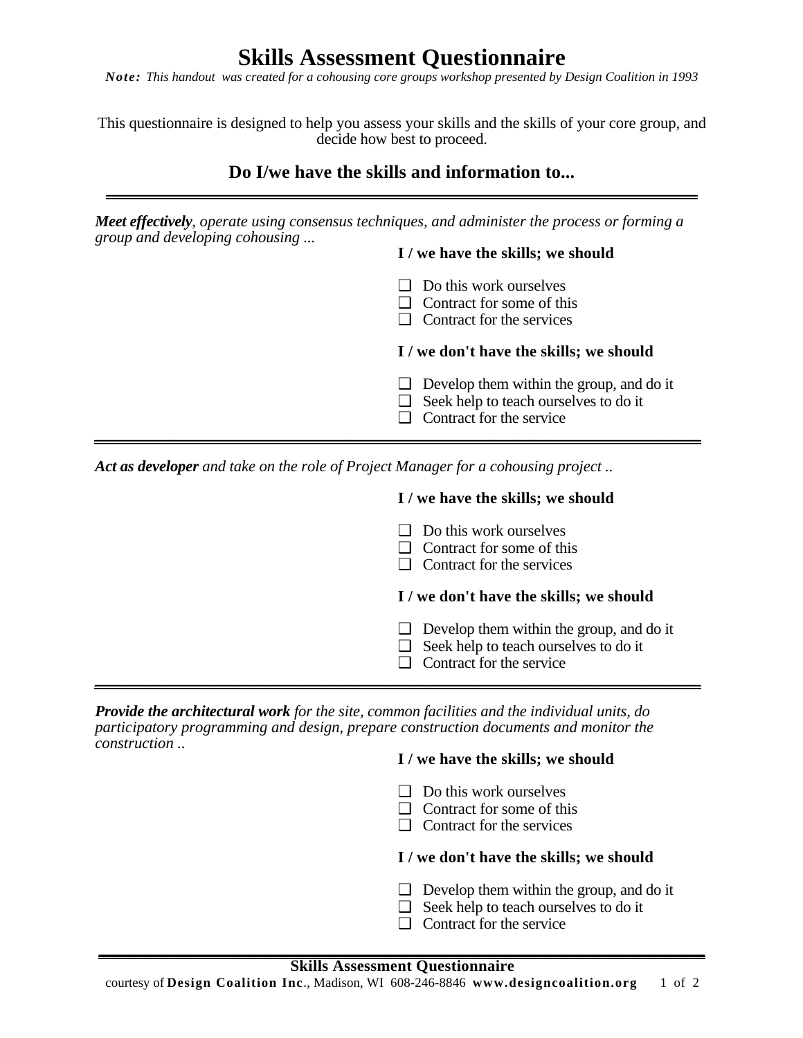# Skills Assessment Questionnaire

***Note:** This handout was created for a cohousing core groups workshop presented by Design Coalition in 1993*

This questionnaire is designed to help you assess your skills and the skills of your core group, and decide how best to proceed.

## Do I/we have the skills and information to...

---

***Meet effectively**, operate using consensus techniques, and administer the process or forming a group and developing cohousing ...*

**I / we have the skills; we should**

- ❑ Do this work ourselves
- ❑ Contract for some of this
- ❑ Contract for the services

**I / we don't have the skills; we should**

- ❑ Develop them within the group, and do it
- ❑ Seek help to teach ourselves to do it
- ❑ Contract for the service

---

***Act as developer** and take on the role of Project Manager for a cohousing project ..*

**I / we have the skills; we should**

- ❑ Do this work ourselves
- ❑ Contract for some of this
- ❑ Contract for the services

**I / we don't have the skills; we should**

- ❑ Develop them within the group, and do it
- ❑ Seek help to teach ourselves to do it
- ❑ Contract for the service

---

***Provide the architectural work** for the site, common facilities and the individual units, do participatory programming and design, prepare construction documents and monitor the construction ..*

**I / we have the skills; we should**

- ❑ Do this work ourselves
- ❑ Contract for some of this
- ❑ Contract for the services

**I / we don't have the skills; we should**

- ❑ Develop them within the group, and do it
- ❑ Seek help to teach ourselves to do it
- ❑ Contract for the service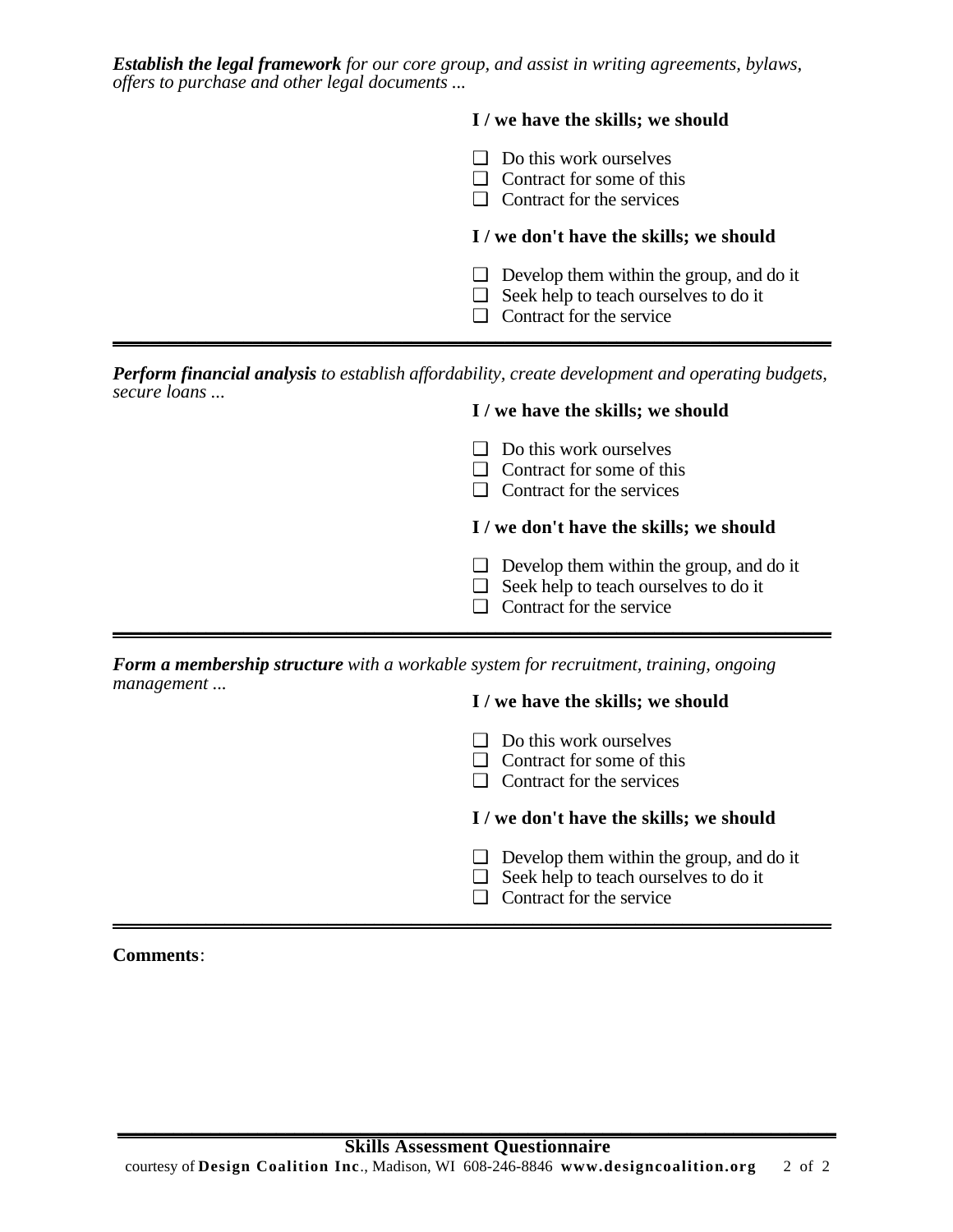***Establish the legal framework** for our core group, and assist in writing agreements, bylaws, offers to purchase and other legal documents ...*

**I / we have the skills; we should**

- ❑ Do this work ourselves
- ❑ Contract for some of this
- ❑ Contract for the services

**I / we don't have the skills; we should**

- ❑ Develop them within the group, and do it
- ❑ Seek help to teach ourselves to do it
- ❑ Contract for the service

---

***Perform financial analysis** to establish affordability, create development and operating budgets, secure loans ...*

**I / we have the skills; we should**

- ❑ Do this work ourselves
- ❑ Contract for some of this
- ❑ Contract for the services

**I / we don't have the skills; we should**

- ❑ Develop them within the group, and do it
- ❑ Seek help to teach ourselves to do it
- ❑ Contract for the service

---

***Form a membership structure** with a workable system for recruitment, training, ongoing management ...*

**I / we have the skills; we should**

- ❑ Do this work ourselves
- ❑ Contract for some of this
- ❑ Contract for the services

**I / we don't have the skills; we should**

- ❑ Develop them within the group, and do it
- ❑ Seek help to teach ourselves to do it
- ❑ Contract for the service

---

**Comments**: